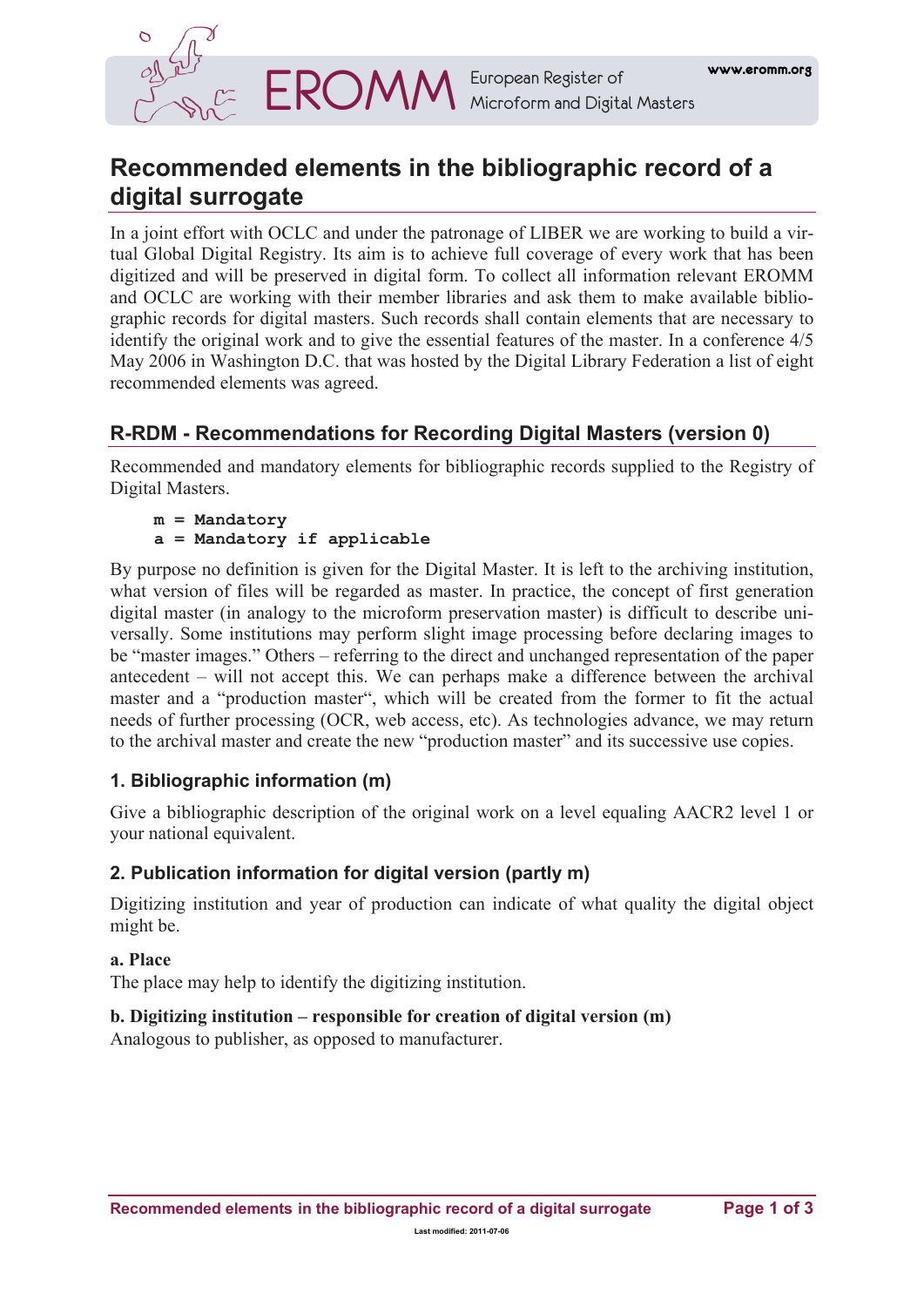# Recommended elements in the bibliographic record of a digital surrogate

In a joint effort with OCLC and under the patronage of LIBER we are working to build a virtual Global Digital Registry. Its aim is to achieve full coverage of every work that has been digitized and will be preserved in digital form. To collect all information relevant EROMM and OCLC are working with their member libraries and ask them to make available bibliographic records for digital masters. Such records shall contain elements that are necessary to identify the original work and to give the essential features of the master. In a conference 4/5 May 2006 in Washington D.C. that was hosted by the Digital Library Federation a list of eight recommended elements was agreed.

## R-RDM - Recommendations for Recording Digital Masters (version 0)

Recommended and mandatory elements for bibliographic records supplied to the Registry of Digital Masters.

```
m = Mandatory
a = Mandatory if applicable
```

By purpose no definition is given for the Digital Master. It is left to the archiving institution, what version of files will be regarded as master. In practice, the concept of first generation digital master (in analogy to the microform preservation master) is difficult to describe universally. Some institutions may perform slight image processing before declaring images to be "master images." Others – referring to the direct and unchanged representation of the paper antecedent – will not accept this. We can perhaps make a difference between the archival master and a "production master", which will be created from the former to fit the actual needs of further processing (OCR, web access, etc). As technologies advance, we may return to the archival master and create the new "production master" and its successive use copies.

### 1. Bibliographic information (m)

Give a bibliographic description of the original work on a level equaling AACR2 level 1 or your national equivalent.

### 2. Publication information for digital version (partly m)

Digitizing institution and year of production can indicate of what quality the digital object might be.

**a. Place**
The place may help to identify the digitizing institution.

**b. Digitizing institution – responsible for creation of digital version (m)**
Analogous to publisher, as opposed to manufacturer.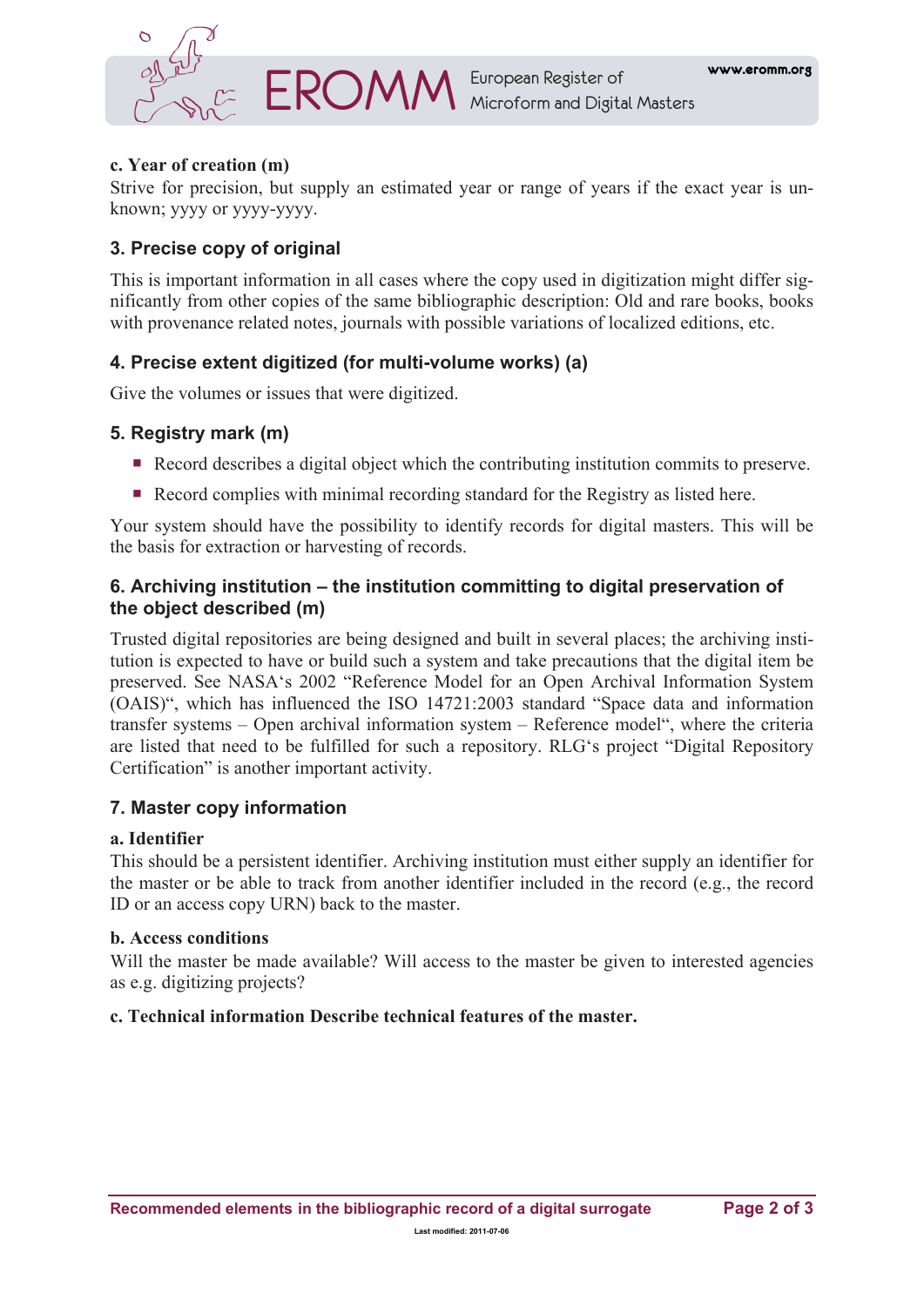**c. Year of creation (m)**
Strive for precision, but supply an estimated year or range of years if the exact year is unknown; yyyy or yyyy-yyyy.

## 3. Precise copy of original

This is important information in all cases where the copy used in digitization might differ significantly from other copies of the same bibliographic description: Old and rare books, books with provenance related notes, journals with possible variations of localized editions, etc.

## 4. Precise extent digitized (for multi-volume works) (a)

Give the volumes or issues that were digitized.

## 5. Registry mark (m)

- Record describes a digital object which the contributing institution commits to preserve.
- Record complies with minimal recording standard for the Registry as listed here.

Your system should have the possibility to identify records for digital masters. This will be the basis for extraction or harvesting of records.

## 6. Archiving institution – the institution committing to digital preservation of the object described (m)

Trusted digital repositories are being designed and built in several places; the archiving institution is expected to have or build such a system and take precautions that the digital item be preserved. See NASA's 2002 "Reference Model for an Open Archival Information System (OAIS)", which has influenced the ISO 14721:2003 standard "Space data and information transfer systems – Open archival information system – Reference model", where the criteria are listed that need to be fulfilled for such a repository. RLG's project "Digital Repository Certification" is another important activity.

## 7. Master copy information

**a. Identifier**
This should be a persistent identifier. Archiving institution must either supply an identifier for the master or be able to track from another identifier included in the record (e.g., the record ID or an access copy URN) back to the master.

**b. Access conditions**
Will the master be made available? Will access to the master be given to interested agencies as e.g. digitizing projects?

**c. Technical information Describe technical features of the master.**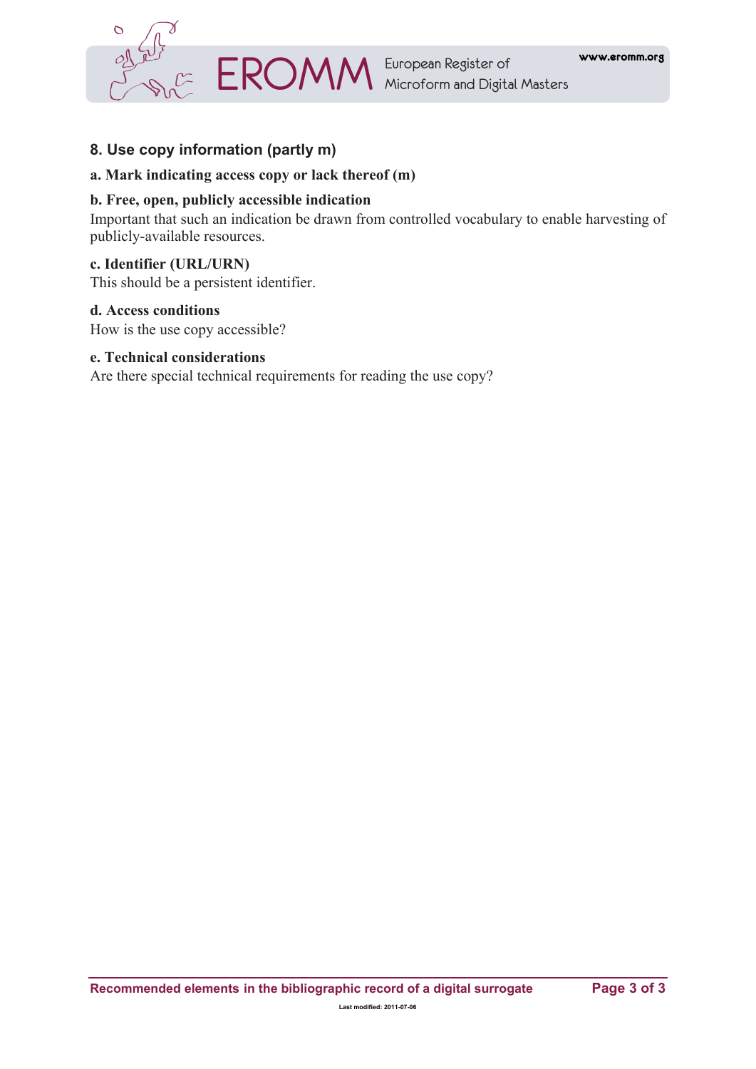## 8. Use copy information (partly m)

### a. Mark indicating access copy or lack thereof (m)

### b. Free, open, publicly accessible indication

Important that such an indication be drawn from controlled vocabulary to enable harvesting of publicly-available resources.

### c. Identifier (URL/URN)

This should be a persistent identifier.

### d. Access conditions

How is the use copy accessible?

### e. Technical considerations

Are there special technical requirements for reading the use copy?